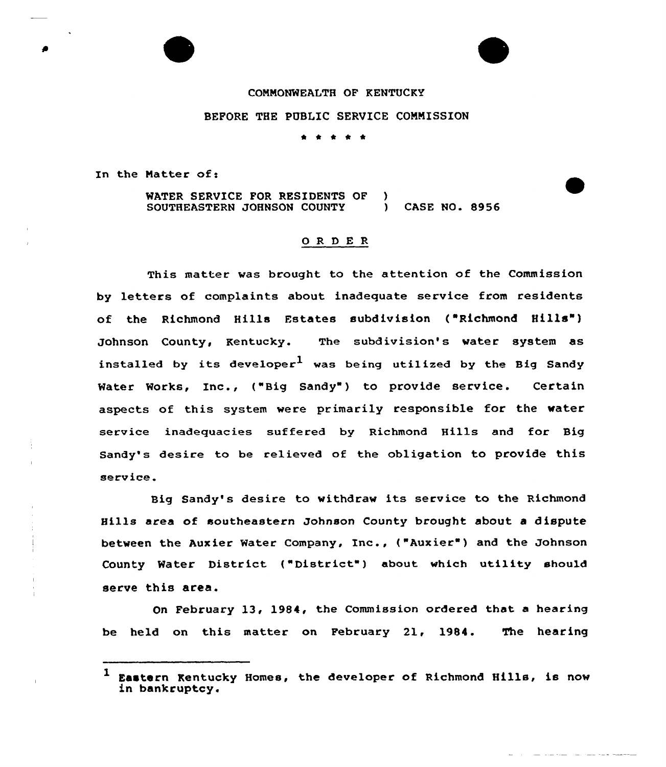COMMONWEALTH OF KENTUCKY

BEFORE THE PUBLIC SERVICE COMMISSION

\* \* \* \* \*

In the Matter of:

WATER SERVICE FOR RESIDENTS OF SOUTHEASTERN JOHNSON COUNTY ) CASE NO. 8956

## ORDER

This matter was brought to the attention of the Commission by letters of complaints about inadequate service from residents of the Richmond Hills Estates subdivision ("Richmond Hills") Johnson County, Kentucky. The subdivision's water system as installed by its developer[1] was being utilized by the Big Sandy Water Works, Inc., ("Big Sandy") to provide service. Certain aspects of this system were primarily responsible for the water service inadequacies suffered by Richmond Hills and for Big Sandy's desire to be relieved of the obligation to provide this service.

Big Sandy's desire to withdraw its service to the Richmond Hills area of southeastern Johnson County brought about a dispute between the Auxier Water Company, Inc., ("Auxier") and the Johnson County Water District ("District") about which utility should serve this area.

On February 13, 1984, the Commission ordered that a hearing be held on this matter on February 21, 1984. The hearing

---

[1] Eastern Kentucky Homes, the developer of Richmond Hills, is now in bankruptcy.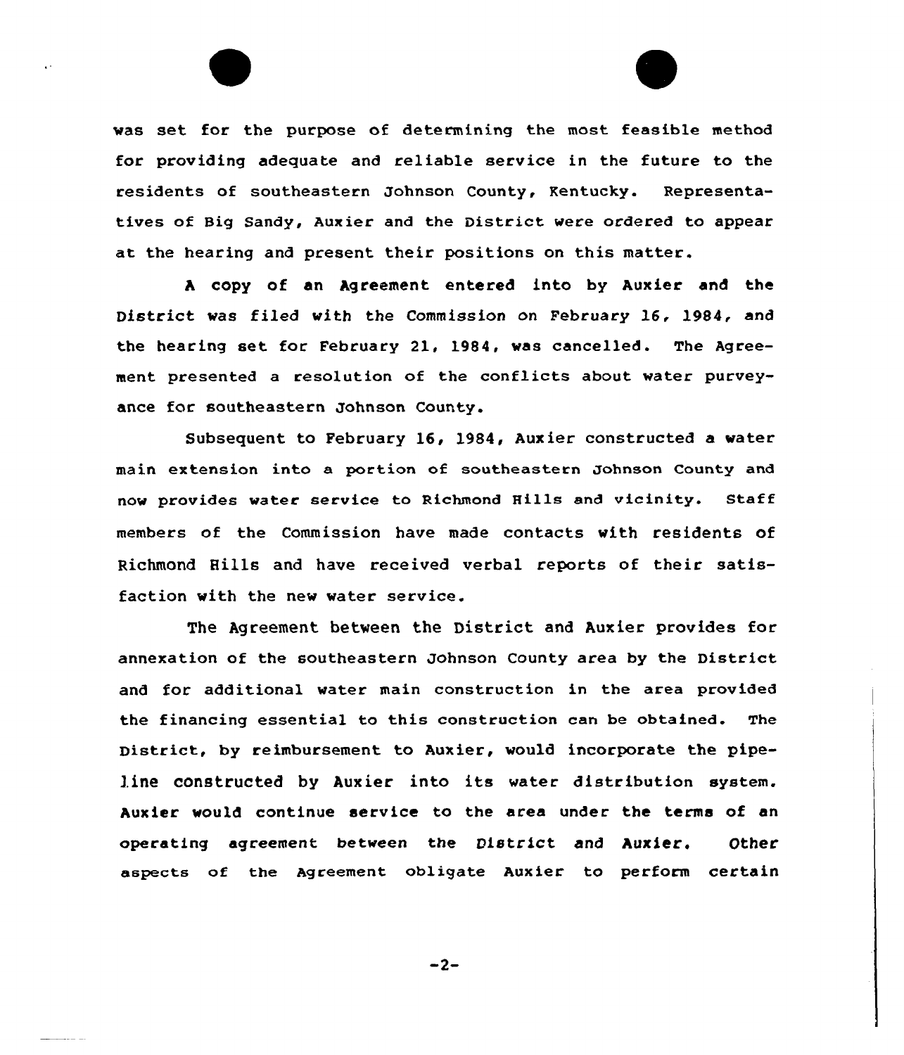was set for the purpose of determining the most feasible method for providing adequate and reliable service in the future to the residents of southeastern Johnson County, Kentucky. Representatives of Big Sandy, Auxier and the District were ordered to appear at the hearing and present their positions on this matter.

A copy of an Agreement entered into by Auxier and the District was filed with the Commission on February 16, 1984, and the hearing set for February 21, 1984, was cancelled. The Agreement presented a resolution of the conflicts about water purveyance for southeastern Johnson County.

Subsequent to February 16, 1984, Auxier constructed a water main extension into a portion of southeastern Johnson County and now provides water service to Richmond Hills and vicinity. Staff members of the Commission have made contacts with residents of Richmond Hills and have received verbal reports of their satisfaction with the new water service.

The Agreement between the District and Auxier provides for annexation of the southeastern Johnson County area by the District and for additional water main construction in the area provided the financing essential to this construction can be obtained. The District, by reimbursement to Auxier, would incorporate the pipeline constructed by Auxier into its water distribution system. Auxier would continue service to the area under the terms of an operating agreement between the District and Auxier. Other aspects of the Agreement obligate Auxier to perform certain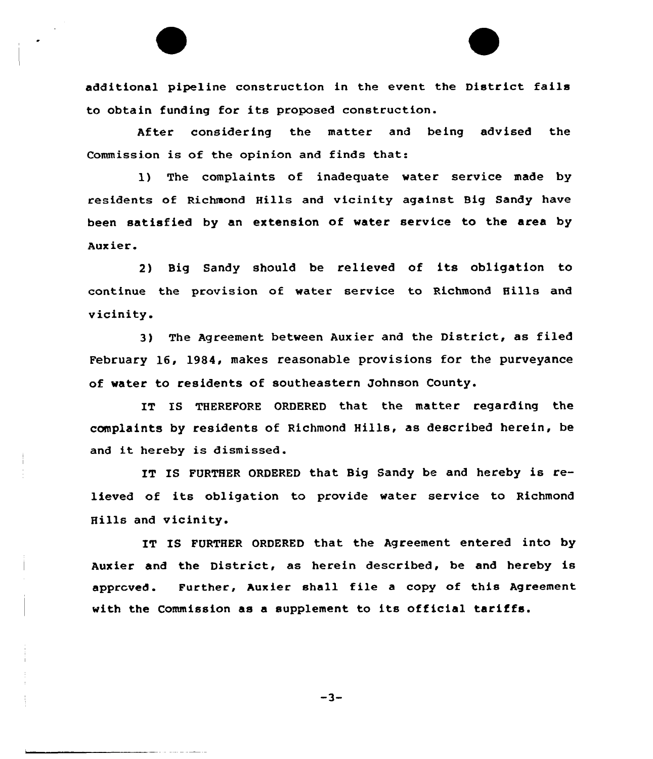additional pipeline construction in the event the District fails to obtain funding for its proposed construction.

After considering the matter and being advised the Commission is of the opinion and finds that:

1) The complaints of inadequate water service made by residents of Richmond Hills and vicinity against Big Sandy have been satisfied by an extension of water service to the area by Auxier.

2) Big Sandy should be relieved of its obligation to continue the provision of water service to Richmond Hills and vicinity.

3) The Agreement between Auxier and the District, as filed February 16, 1984, makes reasonable provisions for the purveyance of water to residents of southeastern Johnson County.

IT IS THEREFORE ORDERED that the matter regarding the complaints by residents of Richmond Hills, as described herein, be and it hereby is dismissed.

IT IS FURTHER ORDERED that Big Sandy be and hereby is relieved of its obligation to provide water service to Richmond Hills and vicinity.

IT IS FURTHER ORDERED that the Agreement entered into by Auxier and the District, as herein described, be and hereby is approved. Further, Auxier shall file a copy of this Agreement with the Commission as a supplement to its official tariffs.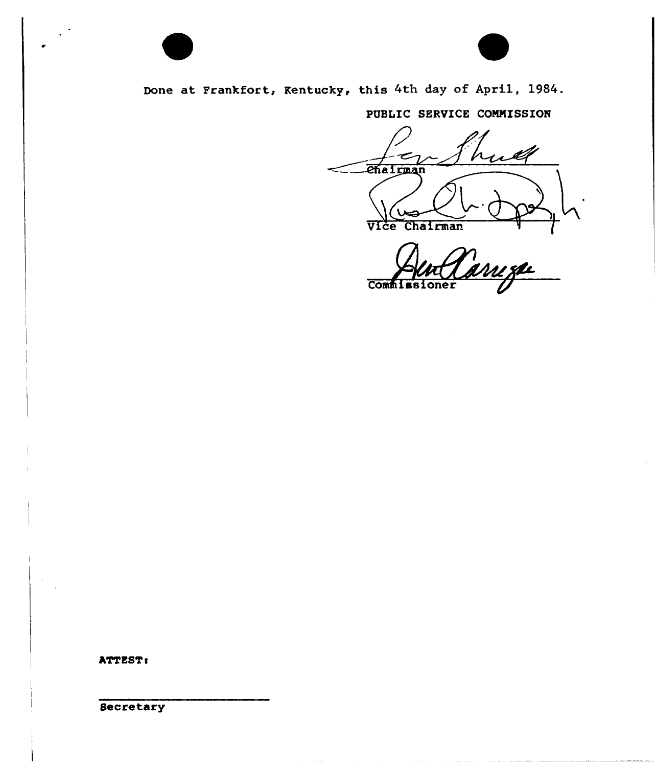Done at Frankfort, Kentucky, this 4th day of April, 1984.

PUBLIC SERVICE COMMISSION

Chairman

Vice Chairman

Commissioner

ATTEST:

Secretary